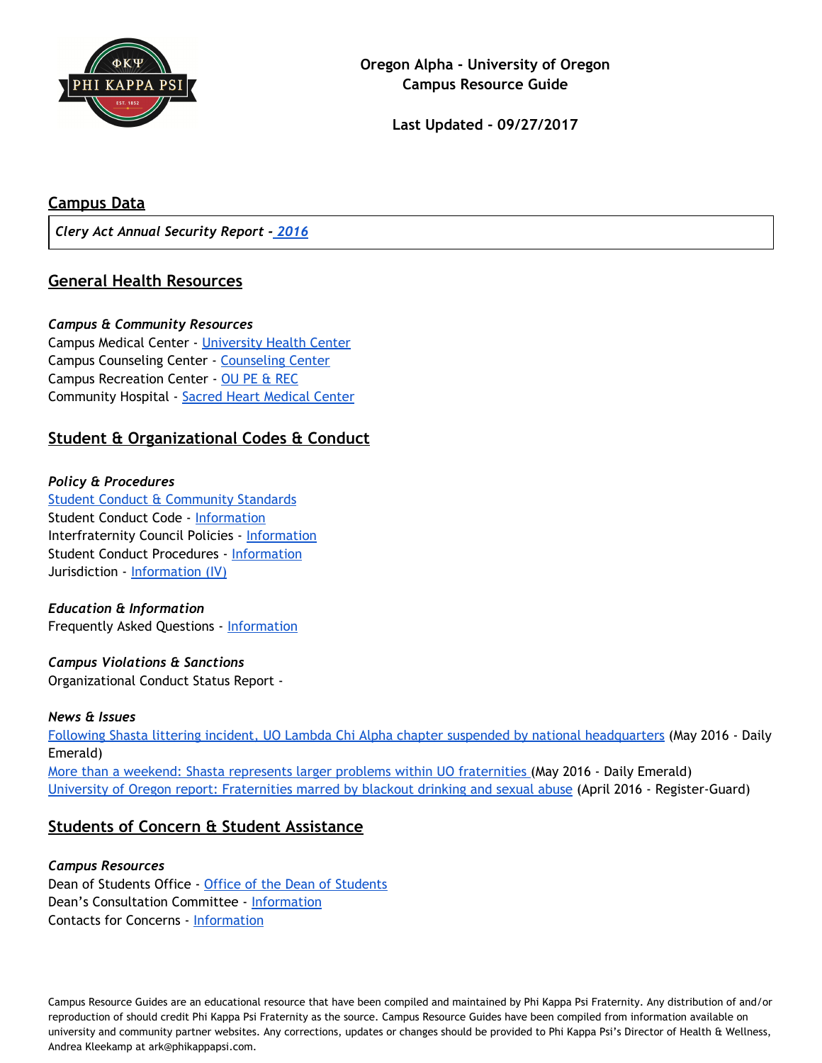**Oregon Alpha - University of Oregon**
**Campus Resource Guide**

**Last Updated - 09/27/2017**

## Campus Data

| *Clery Act Annual Security Report - 2016* |
|---|

## General Health Resources

*Campus & Community Resources*
Campus Medical Center - University Health Center
Campus Counseling Center - Counseling Center
Campus Recreation Center - OU PE & REC
Community Hospital - Sacred Heart Medical Center

## Student & Organizational Codes & Conduct

*Policy & Procedures*
Student Conduct & Community Standards
Student Conduct Code - Information
Interfraternity Council Policies - Information
Student Conduct Procedures - Information
Jurisdiction - Information (IV)

*Education & Information*
Frequently Asked Questions - Information

*Campus Violations & Sanctions*
Organizational Conduct Status Report -

*News & Issues*
Following Shasta littering incident, UO Lambda Chi Alpha chapter suspended by national headquarters (May 2016 - Daily Emerald)
More than a weekend: Shasta represents larger problems within UO fraternities (May 2016 - Daily Emerald)
University of Oregon report: Fraternities marred by blackout drinking and sexual abuse (April 2016 - Register-Guard)

## Students of Concern & Student Assistance

*Campus Resources*
Dean of Students Office - Office of the Dean of Students
Dean's Consultation Committee - Information
Contacts for Concerns - Information

Campus Resource Guides are an educational resource that have been compiled and maintained by Phi Kappa Psi Fraternity. Any distribution of and/or reproduction of should credit Phi Kappa Psi Fraternity as the source. Campus Resource Guides have been compiled from information available on university and community partner websites. Any corrections, updates or changes should be provided to Phi Kappa Psi's Director of Health & Wellness, Andrea Kleekamp at ark@phikappapsi.com.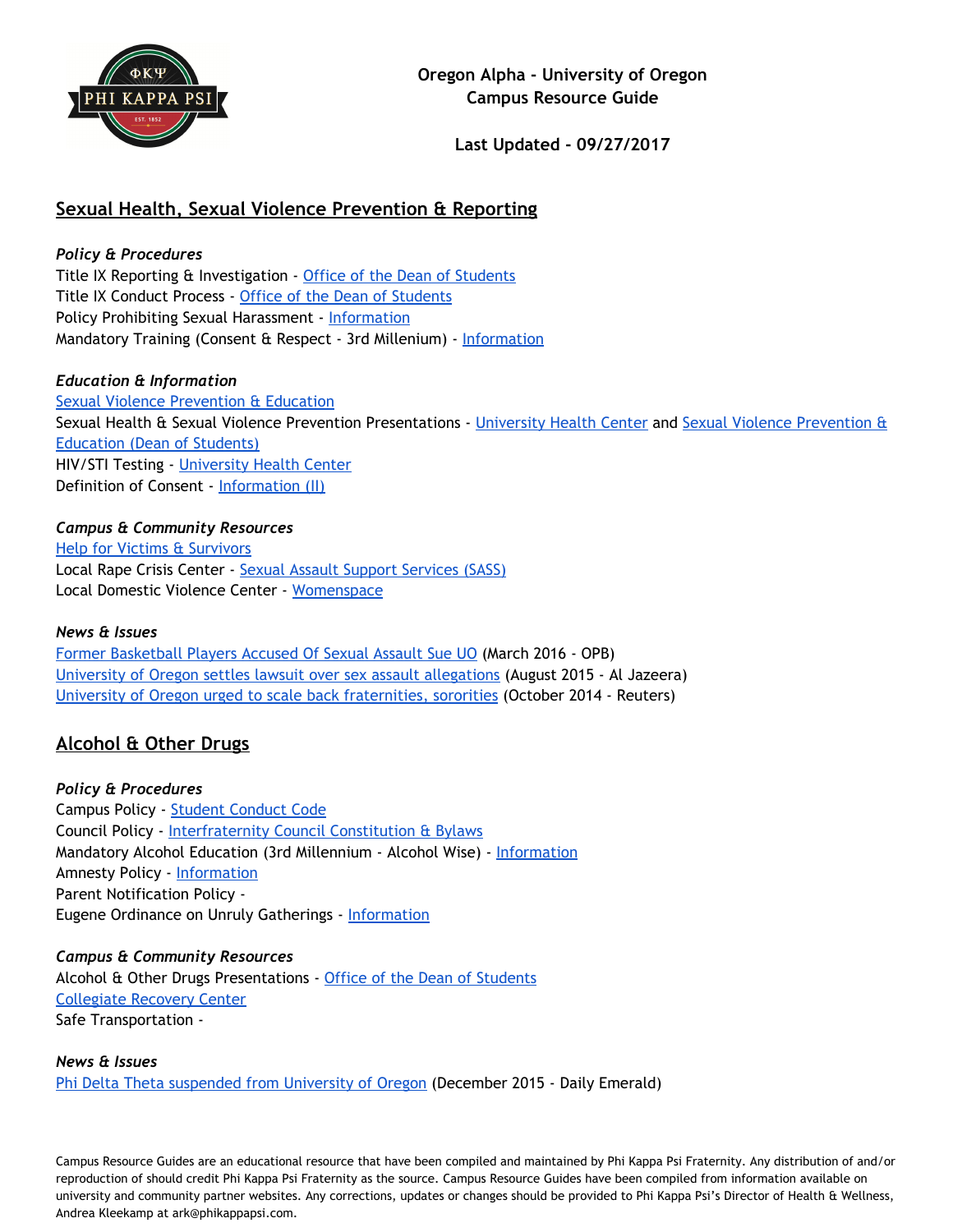**Oregon Alpha - University of Oregon**
**Campus Resource Guide**

**Last Updated - 09/27/2017**

## Sexual Health, Sexual Violence Prevention & Reporting

### *Policy & Procedures*

Title IX Reporting & Investigation - Office of the Dean of Students
Title IX Conduct Process - Office of the Dean of Students
Policy Prohibiting Sexual Harassment - Information
Mandatory Training (Consent & Respect - 3rd Millenium) - Information

### *Education & Information*

Sexual Violence Prevention & Education
Sexual Health & Sexual Violence Prevention Presentations - University Health Center and Sexual Violence Prevention & Education (Dean of Students)
HIV/STI Testing - University Health Center
Definition of Consent - Information (II)

### *Campus & Community Resources*

Help for Victims & Survivors
Local Rape Crisis Center - Sexual Assault Support Services (SASS)
Local Domestic Violence Center - Womenspace

### *News & Issues*

Former Basketball Players Accused Of Sexual Assault Sue UO (March 2016 - OPB)
University of Oregon settles lawsuit over sex assault allegations (August 2015 - Al Jazeera)
University of Oregon urged to scale back fraternities, sororities (October 2014 - Reuters)

## Alcohol & Other Drugs

### *Policy & Procedures*

Campus Policy - Student Conduct Code
Council Policy - Interfraternity Council Constitution & Bylaws
Mandatory Alcohol Education (3rd Millennium - Alcohol Wise) - Information
Amnesty Policy - Information
Parent Notification Policy -
Eugene Ordinance on Unruly Gatherings - Information

### *Campus & Community Resources*

Alcohol & Other Drugs Presentations - Office of the Dean of Students
Collegiate Recovery Center
Safe Transportation -

### *News & Issues*

Phi Delta Theta suspended from University of Oregon (December 2015 - Daily Emerald)

Campus Resource Guides are an educational resource that have been compiled and maintained by Phi Kappa Psi Fraternity. Any distribution of and/or reproduction of should credit Phi Kappa Psi Fraternity as the source. Campus Resource Guides have been compiled from information available on university and community partner websites. Any corrections, updates or changes should be provided to Phi Kappa Psi's Director of Health & Wellness, Andrea Kleekamp at ark@phikappapsi.com.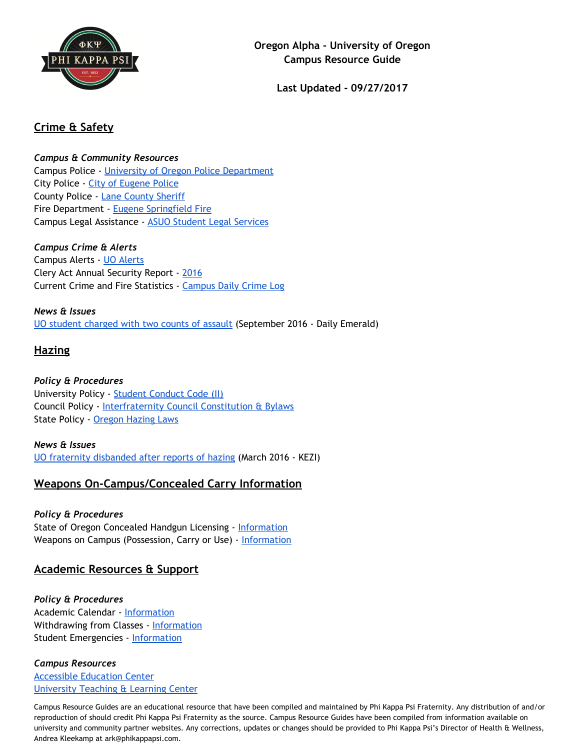**Oregon Alpha - University of Oregon**
**Campus Resource Guide**

**Last Updated - 09/27/2017**

## Crime & Safety

***Campus & Community Resources***
Campus Police - University of Oregon Police Department
City Police - City of Eugene Police
County Police - Lane County Sheriff
Fire Department - Eugene Springfield Fire
Campus Legal Assistance - ASUO Student Legal Services

***Campus Crime & Alerts***
Campus Alerts - UO Alerts
Clery Act Annual Security Report - 2016
Current Crime and Fire Statistics - Campus Daily Crime Log

***News & Issues***
UO student charged with two counts of assault (September 2016 - Daily Emerald)

## Hazing

***Policy & Procedures***
University Policy - Student Conduct Code (II)
Council Policy - Interfraternity Council Constitution & Bylaws
State Policy - Oregon Hazing Laws

***News & Issues***
UO fraternity disbanded after reports of hazing (March 2016 - KEZI)

## Weapons On-Campus/Concealed Carry Information

***Policy & Procedures***
State of Oregon Concealed Handgun Licensing - Information
Weapons on Campus (Possession, Carry or Use) - Information

## Academic Resources & Support

***Policy & Procedures***
Academic Calendar - Information
Withdrawing from Classes - Information
Student Emergencies - Information

***Campus Resources***
Accessible Education Center
University Teaching & Learning Center

Campus Resource Guides are an educational resource that have been compiled and maintained by Phi Kappa Psi Fraternity. Any distribution of and/or reproduction of should credit Phi Kappa Psi Fraternity as the source. Campus Resource Guides have been compiled from information available on university and community partner websites. Any corrections, updates or changes should be provided to Phi Kappa Psi's Director of Health & Wellness, Andrea Kleekamp at ark@phikappapsi.com.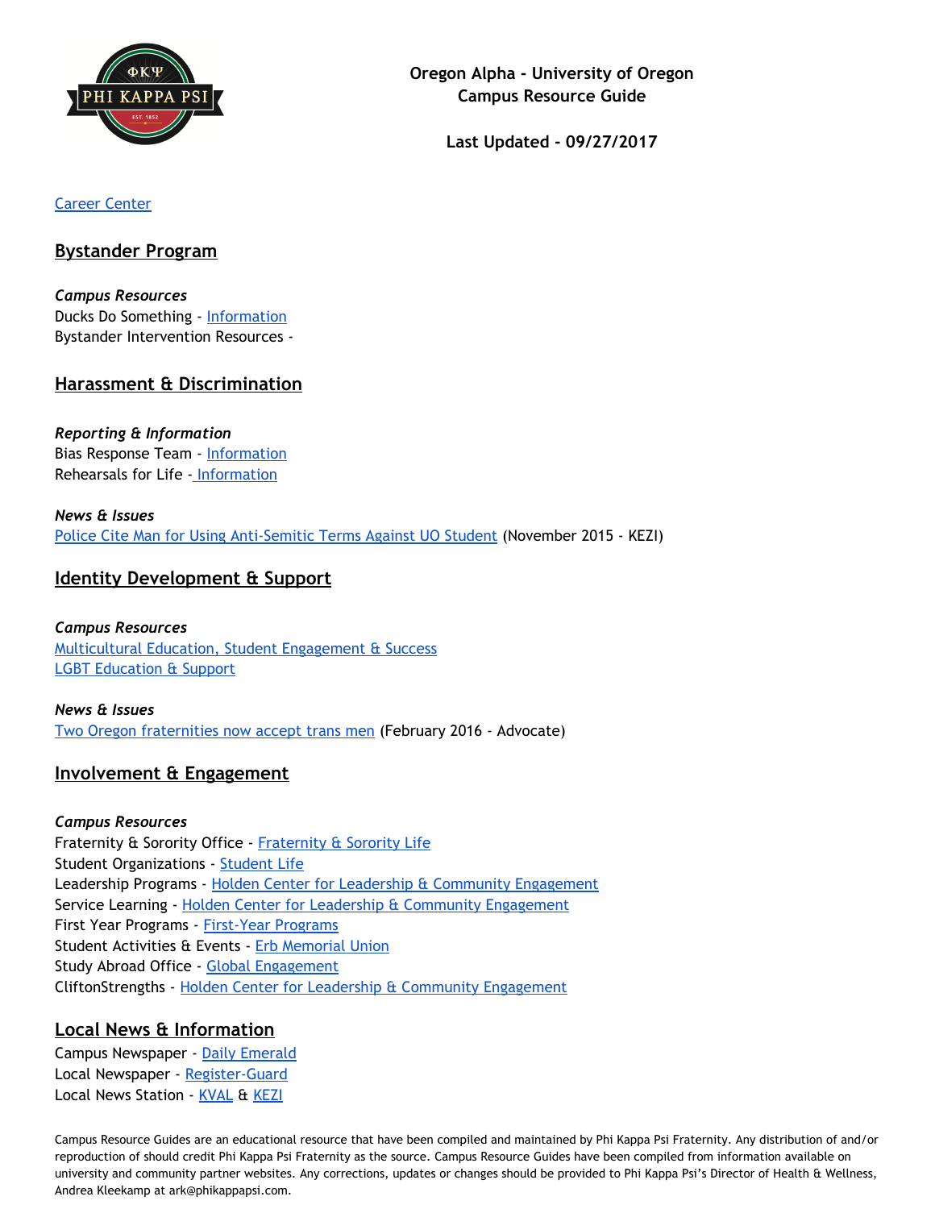Oregon Alpha - University of Oregon
Campus Resource Guide

Last Updated - 09/27/2017

Career Center

## Bystander Program

*Campus Resources*
Ducks Do Something - Information
Bystander Intervention Resources -

## Harassment & Discrimination

*Reporting & Information*
Bias Response Team - Information
Rehearsals for Life - Information

*News & Issues*
Police Cite Man for Using Anti-Semitic Terms Against UO Student (November 2015 - KEZI)

## Identity Development & Support

*Campus Resources*
Multicultural Education, Student Engagement & Success
LGBT Education & Support

*News & Issues*
Two Oregon fraternities now accept trans men (February 2016 - Advocate)

## Involvement & Engagement

*Campus Resources*
Fraternity & Sorority Office - Fraternity & Sorority Life
Student Organizations - Student Life
Leadership Programs - Holden Center for Leadership & Community Engagement
Service Learning - Holden Center for Leadership & Community Engagement
First Year Programs - First-Year Programs
Student Activities & Events - Erb Memorial Union
Study Abroad Office - Global Engagement
CliftonStrengths - Holden Center for Leadership & Community Engagement

## Local News & Information

Campus Newspaper - Daily Emerald
Local Newspaper - Register-Guard
Local News Station - KVAL & KEZI

Campus Resource Guides are an educational resource that have been compiled and maintained by Phi Kappa Psi Fraternity. Any distribution of and/or reproduction of should credit Phi Kappa Psi Fraternity as the source. Campus Resource Guides have been compiled from information available on university and community partner websites. Any corrections, updates or changes should be provided to Phi Kappa Psi's Director of Health & Wellness, Andrea Kleekamp at ark@phikappapsi.com.